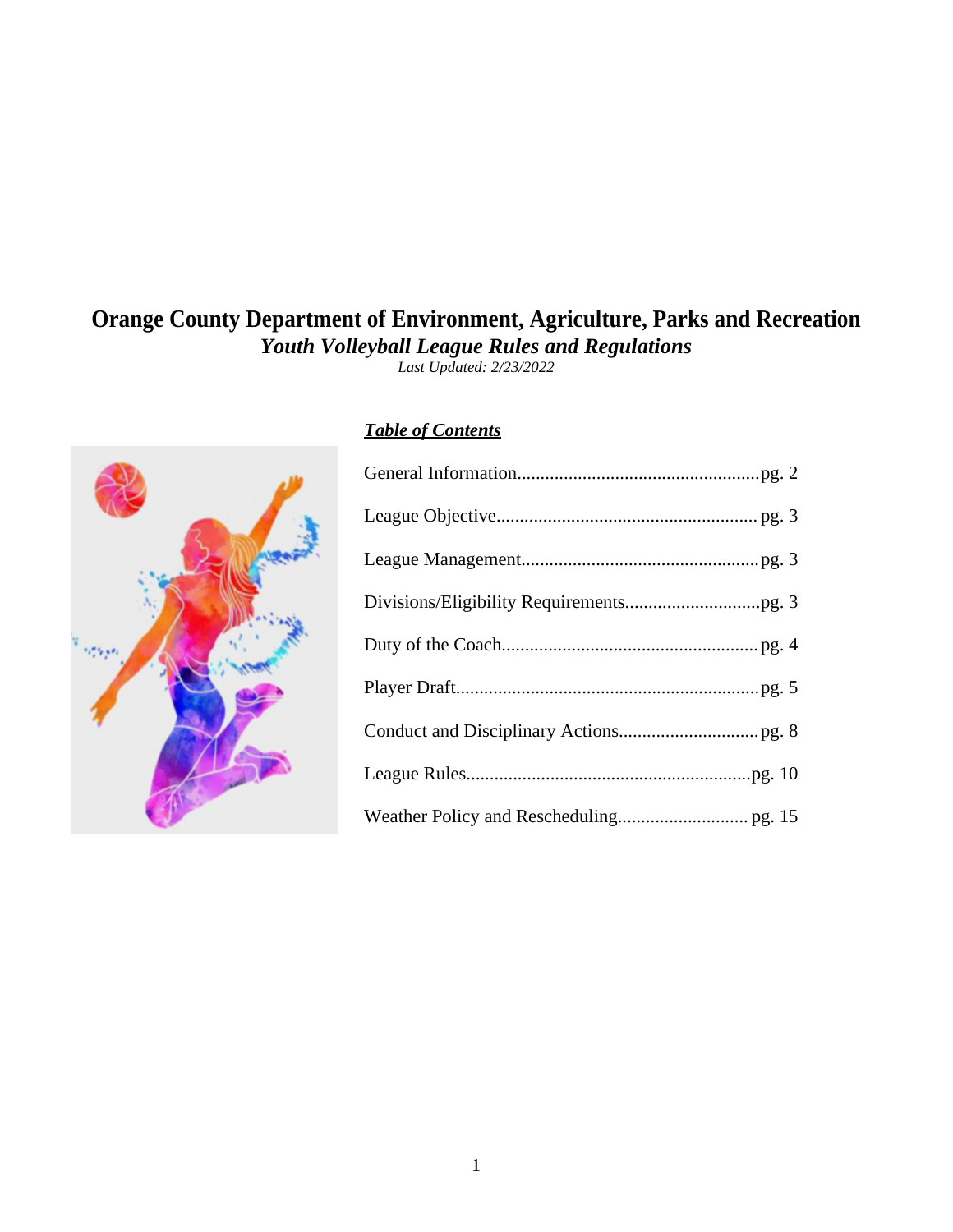# Orange County Department of Environment, Agriculture, Parks and Recreation

## *Youth Volleyball League Rules and Regulations*

*Last Updated: 2/23/2022*

***Table of Contents***

General Information....................................................pg. 2

League Objective........................................................ pg. 3

League Management...................................................pg. 3

Divisions/Eligibility Requirements.............................pg. 3

Duty of the Coach....................................................... pg. 4

Player Draft.................................................................pg. 5

Conduct and Disciplinary Actions.............................. pg. 8

League Rules.............................................................pg. 10

Weather Policy and Rescheduling............................ pg. 15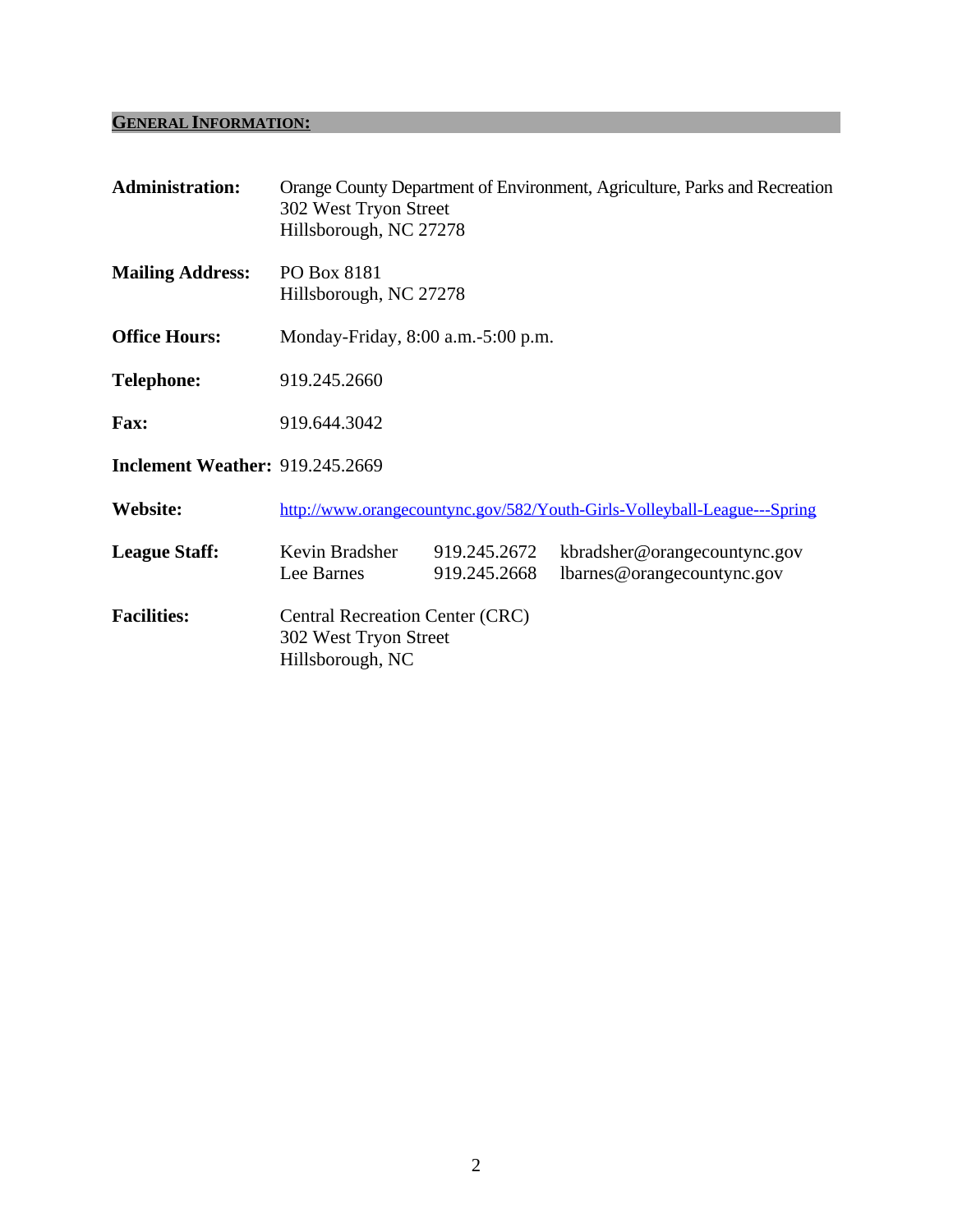## GENERAL INFORMATION:

**Administration:** Orange County Department of Environment, Agriculture, Parks and Recreation
302 West Tryon Street
Hillsborough, NC 27278

**Mailing Address:** PO Box 8181
Hillsborough, NC 27278

**Office Hours:** Monday-Friday, 8:00 a.m.-5:00 p.m.

**Telephone:** 919.245.2660

**Fax:** 919.644.3042

**Inclement Weather:** 919.245.2669

**Website:** [http://www.orangecountync.gov/582/Youth-Girls-Volleyball-League---Spring](http://www.orangecountync.gov/582/Youth-Girls-Volleyball-League---Spring)

**League Staff:**

| | | |
|---|---|---|
| Kevin Bradsher | 919.245.2672 | kbradsher@orangecountync.gov |
| Lee Barnes | 919.245.2668 | lbarnes@orangecountync.gov |

**Facilities:** Central Recreation Center (CRC)
302 West Tryon Street
Hillsborough, NC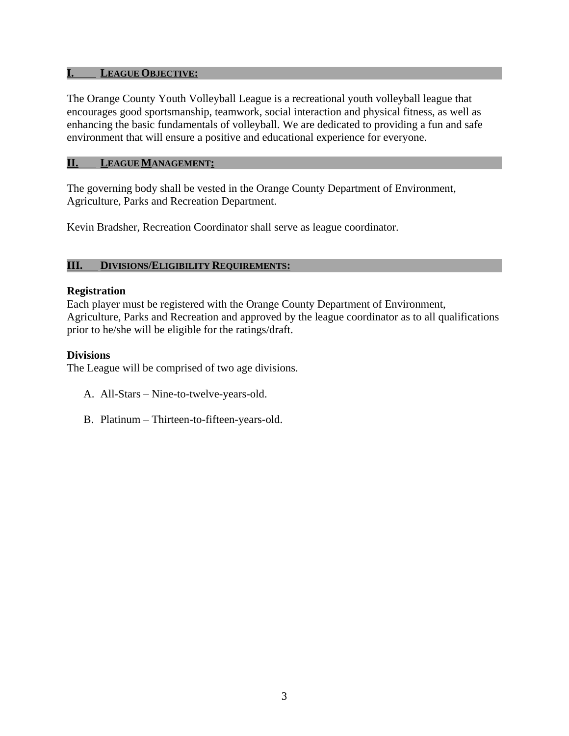## I. LEAGUE OBJECTIVE:

The Orange County Youth Volleyball League is a recreational youth volleyball league that encourages good sportsmanship, teamwork, social interaction and physical fitness, as well as enhancing the basic fundamentals of volleyball. We are dedicated to providing a fun and safe environment that will ensure a positive and educational experience for everyone.

## II. LEAGUE MANAGEMENT:

The governing body shall be vested in the Orange County Department of Environment, Agriculture, Parks and Recreation Department.

Kevin Bradsher, Recreation Coordinator shall serve as league coordinator.

## III. DIVISIONS/ELIGIBILITY REQUIREMENTS:

**Registration**
Each player must be registered with the Orange County Department of Environment, Agriculture, Parks and Recreation and approved by the league coordinator as to all qualifications prior to he/she will be eligible for the ratings/draft.

**Divisions**
The League will be comprised of two age divisions.

A. All-Stars – Nine-to-twelve-years-old.

B. Platinum – Thirteen-to-fifteen-years-old.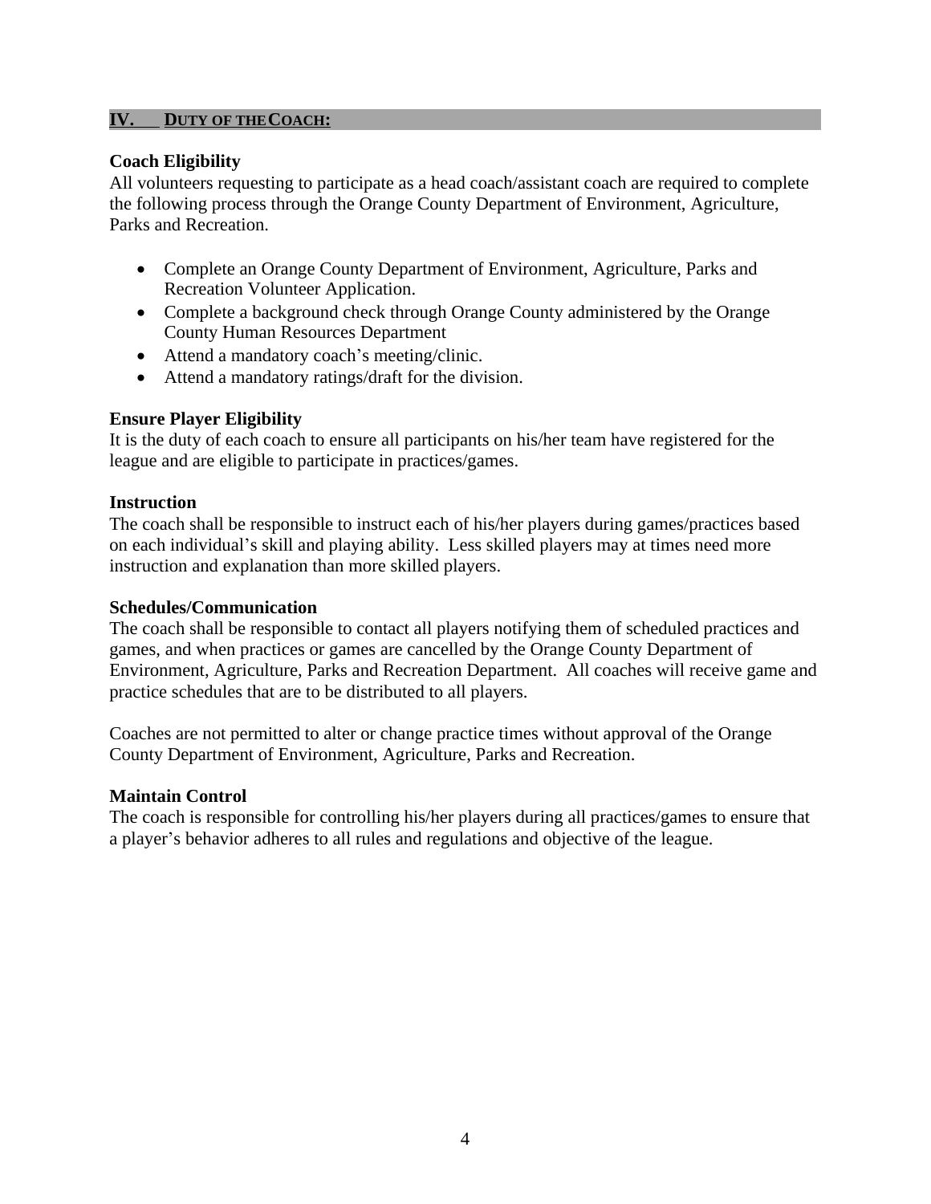## IV. DUTY OF THE COACH:

### Coach Eligibility

All volunteers requesting to participate as a head coach/assistant coach are required to complete the following process through the Orange County Department of Environment, Agriculture, Parks and Recreation.

- Complete an Orange County Department of Environment, Agriculture, Parks and Recreation Volunteer Application.
- Complete a background check through Orange County administered by the Orange County Human Resources Department
- Attend a mandatory coach's meeting/clinic.
- Attend a mandatory ratings/draft for the division.

### Ensure Player Eligibility

It is the duty of each coach to ensure all participants on his/her team have registered for the league and are eligible to participate in practices/games.

### Instruction

The coach shall be responsible to instruct each of his/her players during games/practices based on each individual's skill and playing ability. Less skilled players may at times need more instruction and explanation than more skilled players.

### Schedules/Communication

The coach shall be responsible to contact all players notifying them of scheduled practices and games, and when practices or games are cancelled by the Orange County Department of Environment, Agriculture, Parks and Recreation Department. All coaches will receive game and practice schedules that are to be distributed to all players.

Coaches are not permitted to alter or change practice times without approval of the Orange County Department of Environment, Agriculture, Parks and Recreation.

### Maintain Control

The coach is responsible for controlling his/her players during all practices/games to ensure that a player's behavior adheres to all rules and regulations and objective of the league.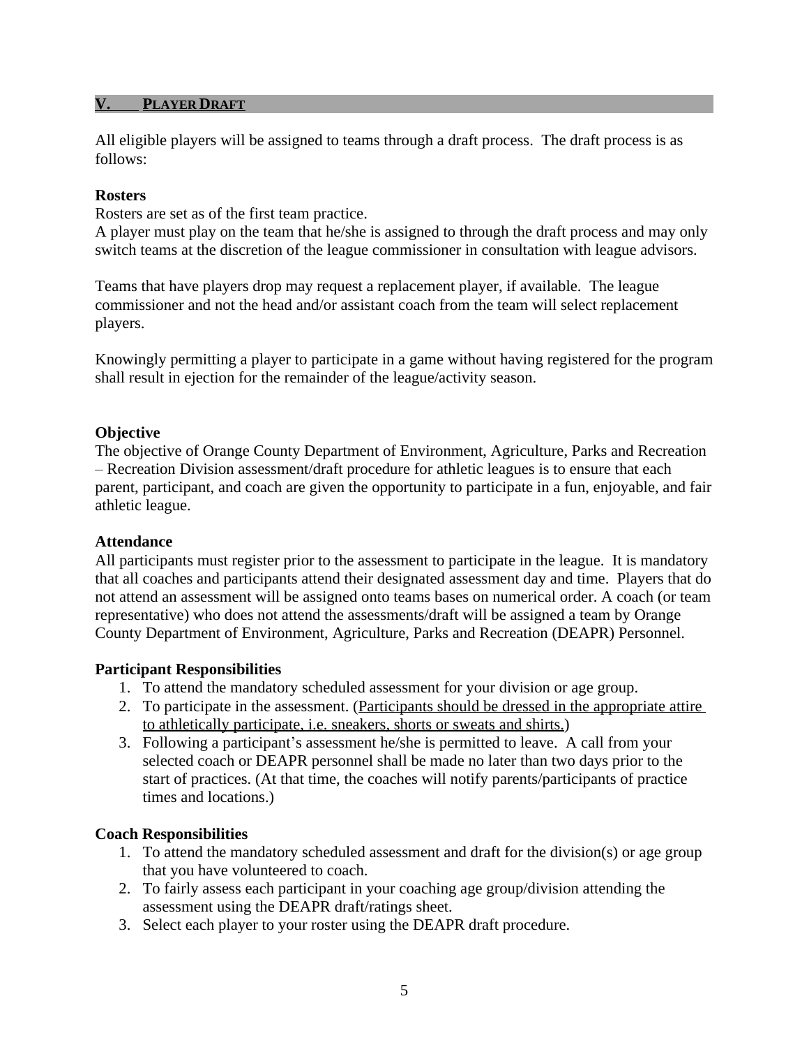## V. PLAYER DRAFT

All eligible players will be assigned to teams through a draft process. The draft process is as follows:

**Rosters**

Rosters are set as of the first team practice.

A player must play on the team that he/she is assigned to through the draft process and may only switch teams at the discretion of the league commissioner in consultation with league advisors.

Teams that have players drop may request a replacement player, if available. The league commissioner and not the head and/or assistant coach from the team will select replacement players.

Knowingly permitting a player to participate in a game without having registered for the program shall result in ejection for the remainder of the league/activity season.

**Objective**

The objective of Orange County Department of Environment, Agriculture, Parks and Recreation – Recreation Division assessment/draft procedure for athletic leagues is to ensure that each parent, participant, and coach are given the opportunity to participate in a fun, enjoyable, and fair athletic league.

**Attendance**

All participants must register prior to the assessment to participate in the league. It is mandatory that all coaches and participants attend their designated assessment day and time. Players that do not attend an assessment will be assigned onto teams bases on numerical order. A coach (or team representative) who does not attend the assessments/draft will be assigned a team by Orange County Department of Environment, Agriculture, Parks and Recreation (DEAPR) Personnel.

**Participant Responsibilities**

1. To attend the mandatory scheduled assessment for your division or age group.
2. To participate in the assessment. (<u>Participants should be dressed in the appropriate attire to athletically participate, i.e. sneakers, shorts or sweats and shirts.</u>)
3. Following a participant's assessment he/she is permitted to leave. A call from your selected coach or DEAPR personnel shall be made no later than two days prior to the start of practices. (At that time, the coaches will notify parents/participants of practice times and locations.)

**Coach Responsibilities**

1. To attend the mandatory scheduled assessment and draft for the division(s) or age group that you have volunteered to coach.
2. To fairly assess each participant in your coaching age group/division attending the assessment using the DEAPR draft/ratings sheet.
3. Select each player to your roster using the DEAPR draft procedure.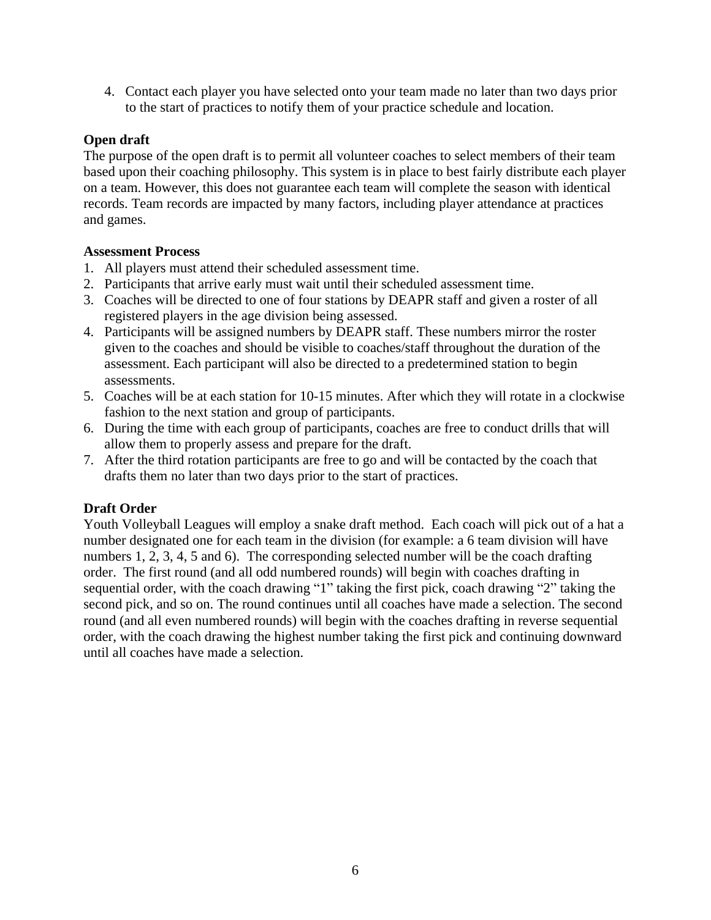4. Contact each player you have selected onto your team made no later than two days prior to the start of practices to notify them of your practice schedule and location.

**Open draft**

The purpose of the open draft is to permit all volunteer coaches to select members of their team based upon their coaching philosophy. This system is in place to best fairly distribute each player on a team. However, this does not guarantee each team will complete the season with identical records. Team records are impacted by many factors, including player attendance at practices and games.

**Assessment Process**

1. All players must attend their scheduled assessment time.
2. Participants that arrive early must wait until their scheduled assessment time.
3. Coaches will be directed to one of four stations by DEAPR staff and given a roster of all registered players in the age division being assessed.
4. Participants will be assigned numbers by DEAPR staff. These numbers mirror the roster given to the coaches and should be visible to coaches/staff throughout the duration of the assessment. Each participant will also be directed to a predetermined station to begin assessments.
5. Coaches will be at each station for 10-15 minutes. After which they will rotate in a clockwise fashion to the next station and group of participants.
6. During the time with each group of participants, coaches are free to conduct drills that will allow them to properly assess and prepare for the draft.
7. After the third rotation participants are free to go and will be contacted by the coach that drafts them no later than two days prior to the start of practices.

**Draft Order**

Youth Volleyball Leagues will employ a snake draft method. Each coach will pick out of a hat a number designated one for each team in the division (for example: a 6 team division will have numbers 1, 2, 3, 4, 5 and 6). The corresponding selected number will be the coach drafting order. The first round (and all odd numbered rounds) will begin with coaches drafting in sequential order, with the coach drawing "1" taking the first pick, coach drawing "2" taking the second pick, and so on. The round continues until all coaches have made a selection. The second round (and all even numbered rounds) will begin with the coaches drafting in reverse sequential order, with the coach drawing the highest number taking the first pick and continuing downward until all coaches have made a selection.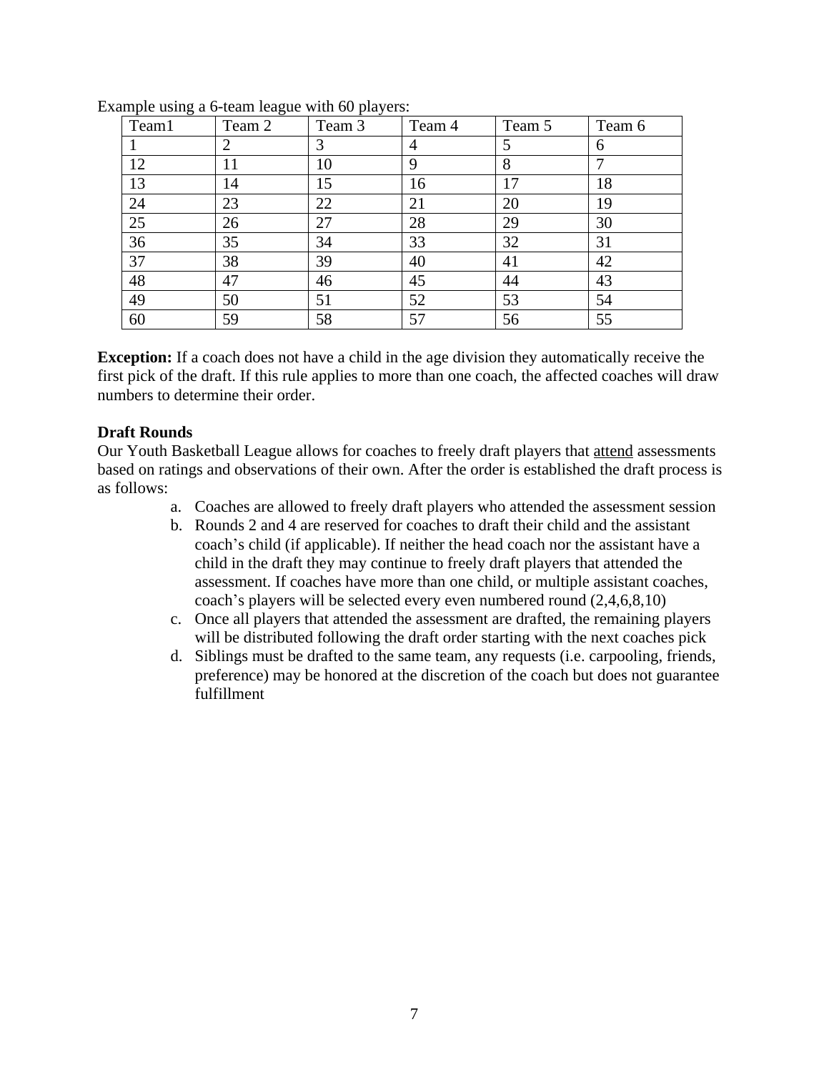Example using a 6-team league with 60 players:

| Team1 | Team 2 | Team 3 | Team 4 | Team 5 | Team 6 |
|---|---|---|---|---|---|
| 1 | 2 | 3 | 4 | 5 | 6 |
| 12 | 11 | 10 | 9 | 8 | 7 |
| 13 | 14 | 15 | 16 | 17 | 18 |
| 24 | 23 | 22 | 21 | 20 | 19 |
| 25 | 26 | 27 | 28 | 29 | 30 |
| 36 | 35 | 34 | 33 | 32 | 31 |
| 37 | 38 | 39 | 40 | 41 | 42 |
| 48 | 47 | 46 | 45 | 44 | 43 |
| 49 | 50 | 51 | 52 | 53 | 54 |
| 60 | 59 | 58 | 57 | 56 | 55 |

**Exception:** If a coach does not have a child in the age division they automatically receive the first pick of the draft. If this rule applies to more than one coach, the affected coaches will draw numbers to determine their order.

**Draft Rounds**

Our Youth Basketball League allows for coaches to freely draft players that attend assessments based on ratings and observations of their own. After the order is established the draft process is as follows:

a. Coaches are allowed to freely draft players who attended the assessment session
b. Rounds 2 and 4 are reserved for coaches to draft their child and the assistant coach's child (if applicable). If neither the head coach nor the assistant have a child in the draft they may continue to freely draft players that attended the assessment. If coaches have more than one child, or multiple assistant coaches, coach's players will be selected every even numbered round (2,4,6,8,10)
c. Once all players that attended the assessment are drafted, the remaining players will be distributed following the draft order starting with the next coaches pick
d. Siblings must be drafted to the same team, any requests (i.e. carpooling, friends, preference) may be honored at the discretion of the coach but does not guarantee fulfillment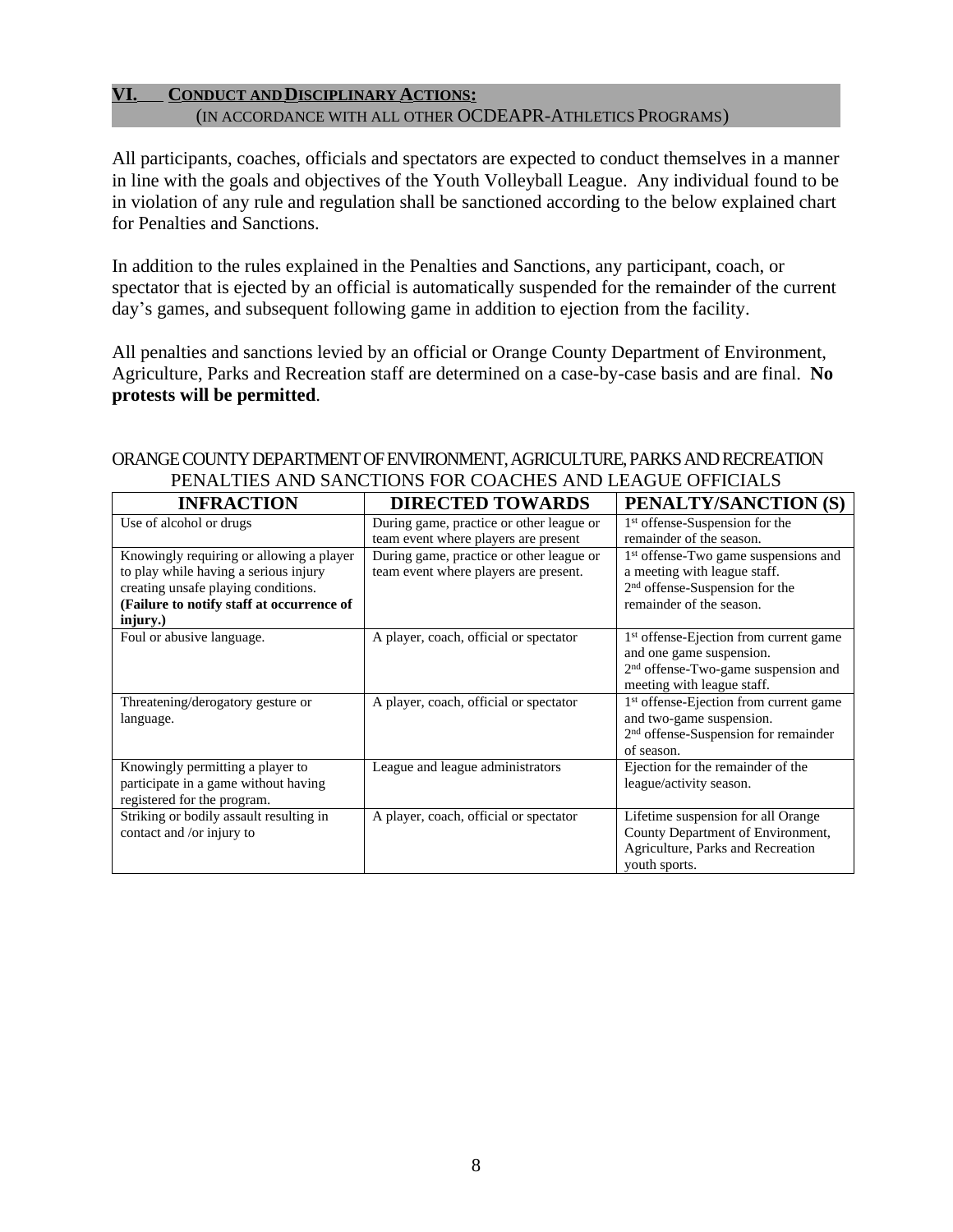## VI. CONDUCT AND DISCIPLINARY ACTIONS:

(IN ACCORDANCE WITH ALL OTHER OCDEAPR-ATHLETICS PROGRAMS)

All participants, coaches, officials and spectators are expected to conduct themselves in a manner in line with the goals and objectives of the Youth Volleyball League. Any individual found to be in violation of any rule and regulation shall be sanctioned according to the below explained chart for Penalties and Sanctions.

In addition to the rules explained in the Penalties and Sanctions, any participant, coach, or spectator that is ejected by an official is automatically suspended for the remainder of the current day's games, and subsequent following game in addition to ejection from the facility.

All penalties and sanctions levied by an official or Orange County Department of Environment, Agriculture, Parks and Recreation staff are determined on a case-by-case basis and are final. **No protests will be permitted**.

ORANGE COUNTY DEPARTMENT OF ENVIRONMENT, AGRICULTURE, PARKS AND RECREATION
PENALTIES AND SANCTIONS FOR COACHES AND LEAGUE OFFICIALS

| INFRACTION | DIRECTED TOWARDS | PENALTY/SANCTION (S) |
|---|---|---|
| Use of alcohol or drugs | During game, practice or other league or team event where players are present | 1st offense-Suspension for the remainder of the season. |
| Knowingly requiring or allowing a player to play while having a serious injury creating unsafe playing conditions. **(Failure to notify staff at occurrence of injury.)** | During game, practice or other league or team event where players are present. | 1st offense-Two game suspensions and a meeting with league staff.<br>2nd offense-Suspension for the remainder of the season. |
| Foul or abusive language. | A player, coach, official or spectator | 1st offense-Ejection from current game and one game suspension.<br>2nd offense-Two-game suspension and meeting with league staff. |
| Threatening/derogatory gesture or language. | A player, coach, official or spectator | 1st offense-Ejection from current game and two-game suspension.<br>2nd offense-Suspension for remainder of season. |
| Knowingly permitting a player to participate in a game without having registered for the program. | League and league administrators | Ejection for the remainder of the league/activity season. |
| Striking or bodily assault resulting in contact and /or injury to | A player, coach, official or spectator | Lifetime suspension for all Orange County Department of Environment, Agriculture, Parks and Recreation youth sports. |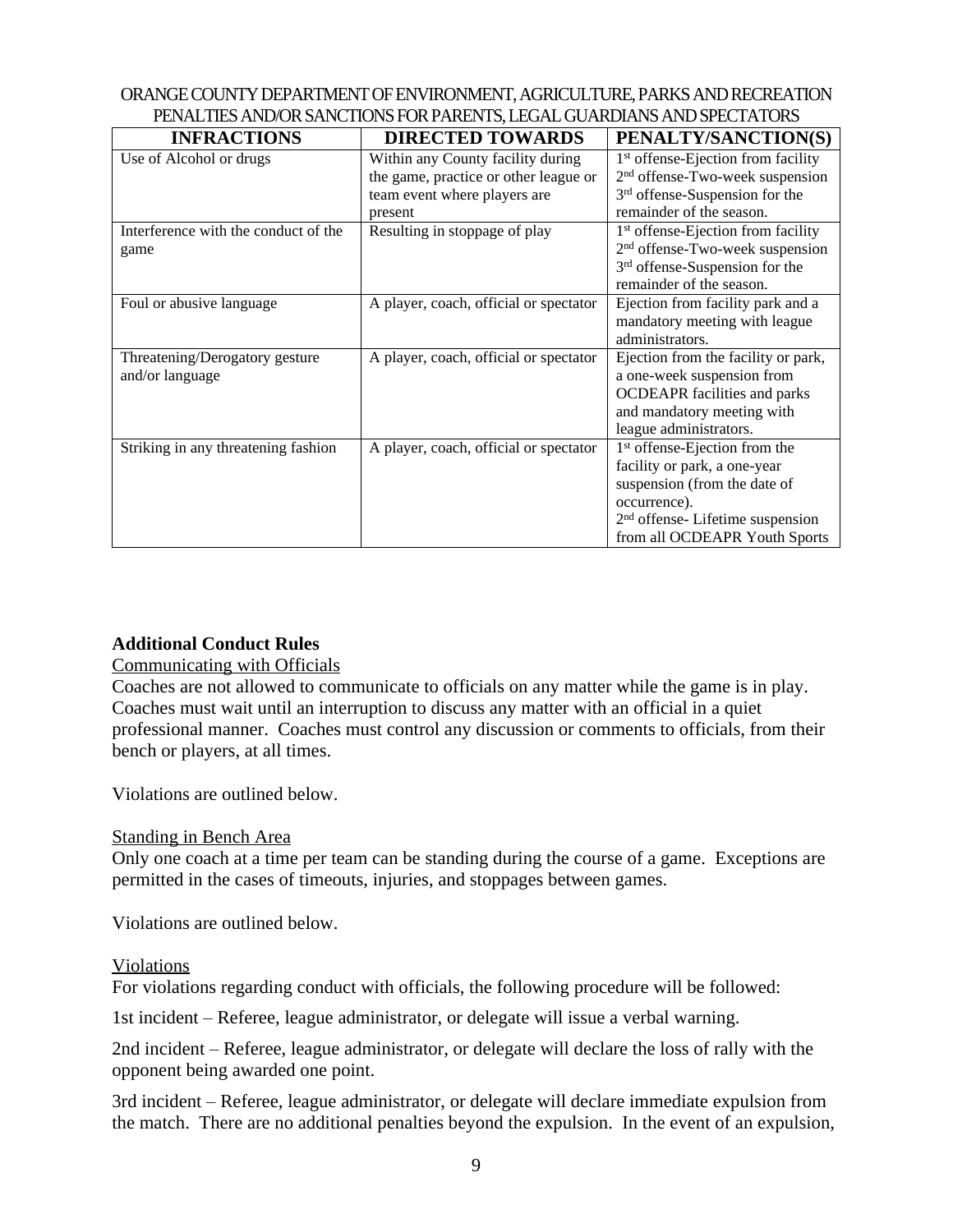ORANGE COUNTY DEPARTMENT OF ENVIRONMENT, AGRICULTURE, PARKS AND RECREATION
PENALTIES AND/OR SANCTIONS FOR PARENTS, LEGAL GUARDIANS AND SPECTATORS

| INFRACTIONS | DIRECTED TOWARDS | PENALTY/SANCTION(S) |
|---|---|---|
| Use of Alcohol or drugs | Within any County facility during the game, practice or other league or team event where players are present | 1st offense-Ejection from facility<br>2nd offense-Two-week suspension<br>3rd offense-Suspension for the remainder of the season. |
| Interference with the conduct of the game | Resulting in stoppage of play | 1st offense-Ejection from facility<br>2nd offense-Two-week suspension<br>3rd offense-Suspension for the remainder of the season. |
| Foul or abusive language | A player, coach, official or spectator | Ejection from facility park and a mandatory meeting with league administrators. |
| Threatening/Derogatory gesture and/or language | A player, coach, official or spectator | Ejection from the facility or park, a one-week suspension from OCDEAPR facilities and parks and mandatory meeting with league administrators. |
| Striking in any threatening fashion | A player, coach, official or spectator | 1st offense-Ejection from the facility or park, a one-year suspension (from the date of occurrence).<br>2nd offense- Lifetime suspension from all OCDEAPR Youth Sports |

**Additional Conduct Rules**

Communicating with Officials

Coaches are not allowed to communicate to officials on any matter while the game is in play. Coaches must wait until an interruption to discuss any matter with an official in a quiet professional manner. Coaches must control any discussion or comments to officials, from their bench or players, at all times.

Violations are outlined below.

Standing in Bench Area

Only one coach at a time per team can be standing during the course of a game. Exceptions are permitted in the cases of timeouts, injuries, and stoppages between games.

Violations are outlined below.

Violations

For violations regarding conduct with officials, the following procedure will be followed:

1st incident – Referee, league administrator, or delegate will issue a verbal warning.

2nd incident – Referee, league administrator, or delegate will declare the loss of rally with the opponent being awarded one point.

3rd incident – Referee, league administrator, or delegate will declare immediate expulsion from the match. There are no additional penalties beyond the expulsion. In the event of an expulsion,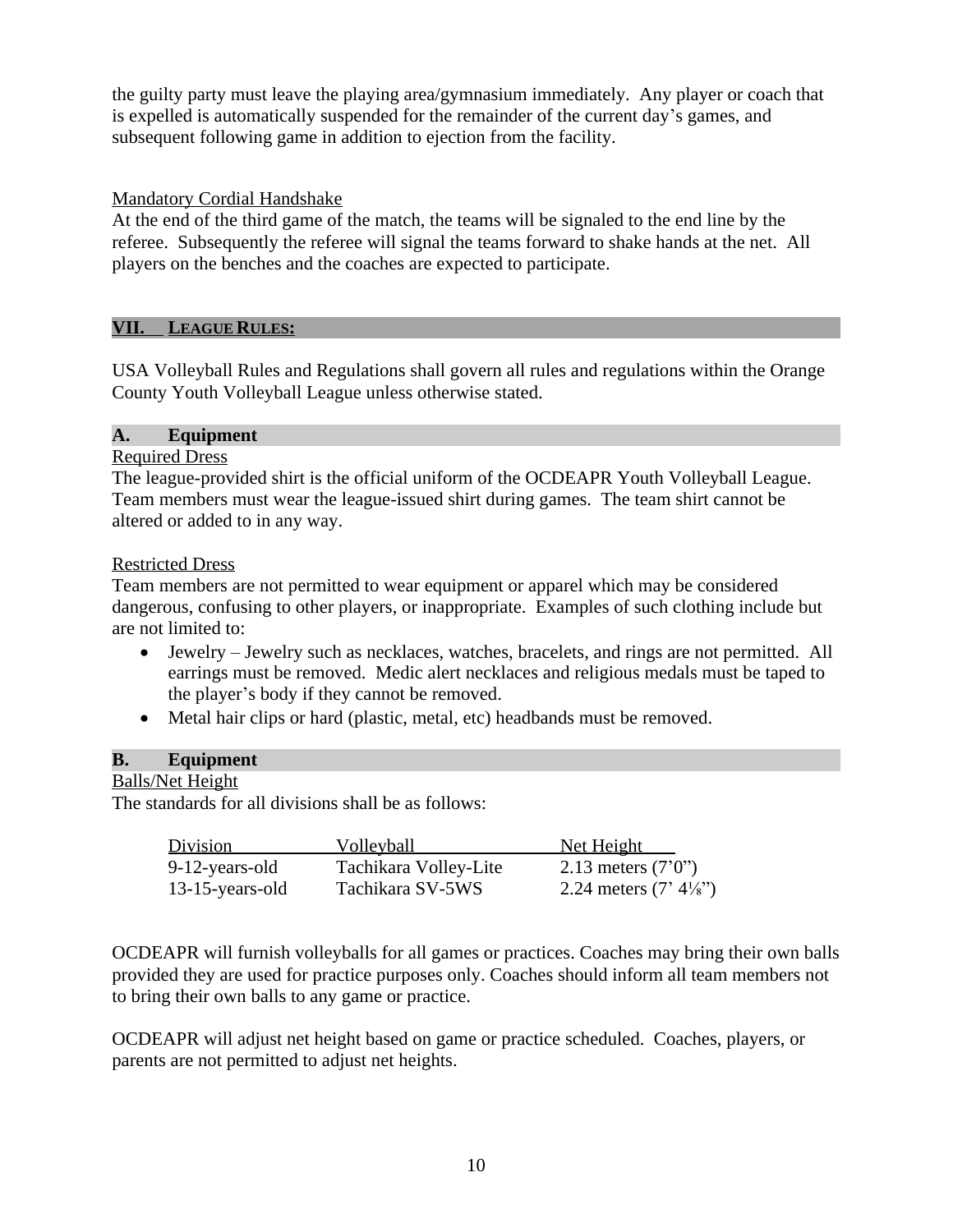the guilty party must leave the playing area/gymnasium immediately. Any player or coach that is expelled is automatically suspended for the remainder of the current day's games, and subsequent following game in addition to ejection from the facility.

Mandatory Cordial Handshake

At the end of the third game of the match, the teams will be signaled to the end line by the referee. Subsequently the referee will signal the teams forward to shake hands at the net. All players on the benches and the coaches are expected to participate.

## VII. LEAGUE RULES:

USA Volleyball Rules and Regulations shall govern all rules and regulations within the Orange County Youth Volleyball League unless otherwise stated.

### A. Equipment

Required Dress

The league-provided shirt is the official uniform of the OCDEAPR Youth Volleyball League. Team members must wear the league-issued shirt during games. The team shirt cannot be altered or added to in any way.

Restricted Dress

Team members are not permitted to wear equipment or apparel which may be considered dangerous, confusing to other players, or inappropriate. Examples of such clothing include but are not limited to:

- Jewelry – Jewelry such as necklaces, watches, bracelets, and rings are not permitted. All earrings must be removed. Medic alert necklaces and religious medals must be taped to the player's body if they cannot be removed.
- Metal hair clips or hard (plastic, metal, etc) headbands must be removed.

### B. Equipment

Balls/Net Height

The standards for all divisions shall be as follows:

| Division | Volleyball | Net Height |
|---|---|---|
| 9-12-years-old | Tachikara Volley-Lite | 2.13 meters (7'0") |
| 13-15-years-old | Tachikara SV-5WS | 2.24 meters (7' 4⅛") |

OCDEAPR will furnish volleyballs for all games or practices. Coaches may bring their own balls provided they are used for practice purposes only. Coaches should inform all team members not to bring their own balls to any game or practice.

OCDEAPR will adjust net height based on game or practice scheduled. Coaches, players, or parents are not permitted to adjust net heights.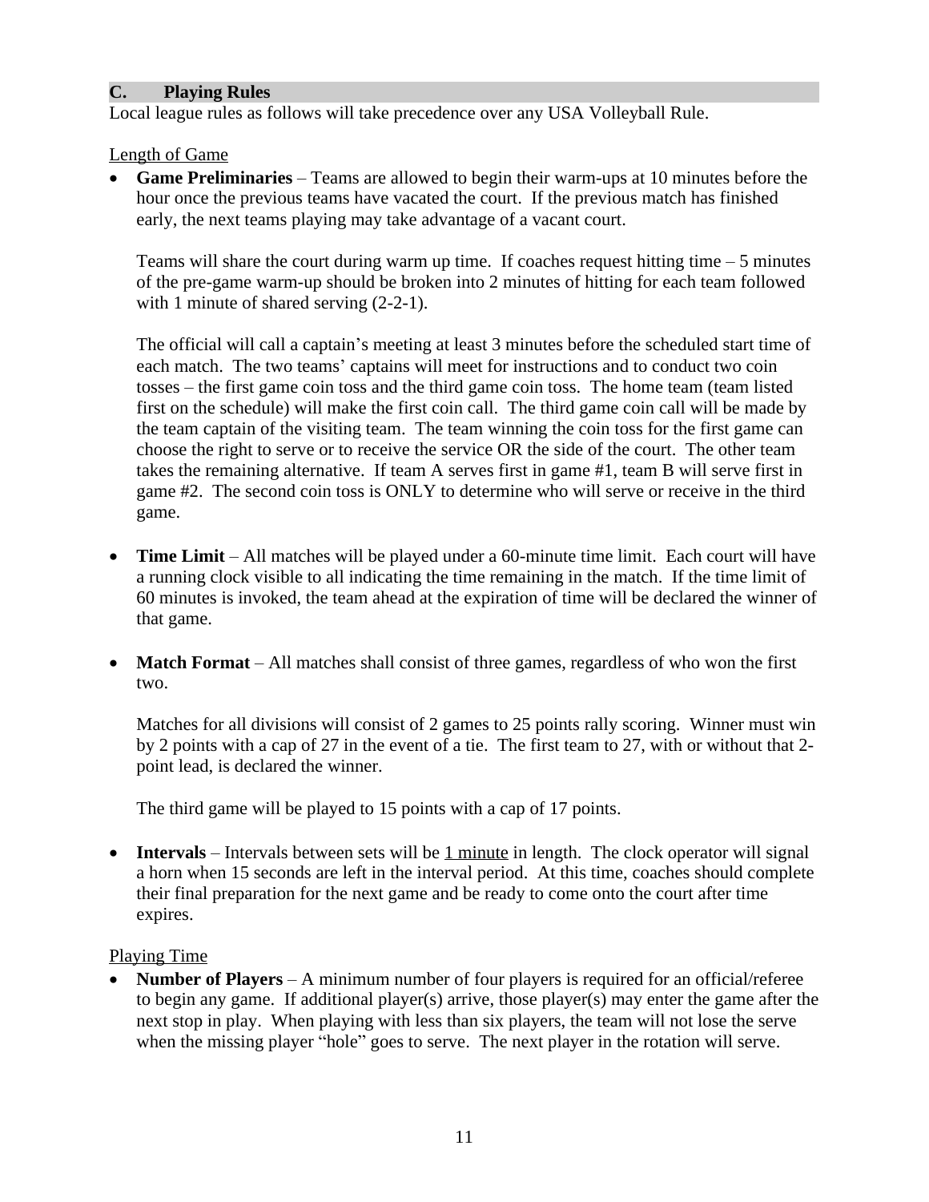## C. Playing Rules

Local league rules as follows will take precedence over any USA Volleyball Rule.

Length of Game

- **Game Preliminaries** – Teams are allowed to begin their warm-ups at 10 minutes before the hour once the previous teams have vacated the court. If the previous match has finished early, the next teams playing may take advantage of a vacant court.

  Teams will share the court during warm up time. If coaches request hitting time – 5 minutes of the pre-game warm-up should be broken into 2 minutes of hitting for each team followed with 1 minute of shared serving (2-2-1).

  The official will call a captain's meeting at least 3 minutes before the scheduled start time of each match. The two teams' captains will meet for instructions and to conduct two coin tosses – the first game coin toss and the third game coin toss. The home team (team listed first on the schedule) will make the first coin call. The third game coin call will be made by the team captain of the visiting team. The team winning the coin toss for the first game can choose the right to serve or to receive the service OR the side of the court. The other team takes the remaining alternative. If team A serves first in game #1, team B will serve first in game #2. The second coin toss is ONLY to determine who will serve or receive in the third game.

- **Time Limit** – All matches will be played under a 60-minute time limit. Each court will have a running clock visible to all indicating the time remaining in the match. If the time limit of 60 minutes is invoked, the team ahead at the expiration of time will be declared the winner of that game.

- **Match Format** – All matches shall consist of three games, regardless of who won the first two.

  Matches for all divisions will consist of 2 games to 25 points rally scoring. Winner must win by 2 points with a cap of 27 in the event of a tie. The first team to 27, with or without that 2-point lead, is declared the winner.

  The third game will be played to 15 points with a cap of 17 points.

- **Intervals** – Intervals between sets will be 1 minute in length. The clock operator will signal a horn when 15 seconds are left in the interval period. At this time, coaches should complete their final preparation for the next game and be ready to come onto the court after time expires.

Playing Time

- **Number of Players** – A minimum number of four players is required for an official/referee to begin any game. If additional player(s) arrive, those player(s) may enter the game after the next stop in play. When playing with less than six players, the team will not lose the serve when the missing player "hole" goes to serve. The next player in the rotation will serve.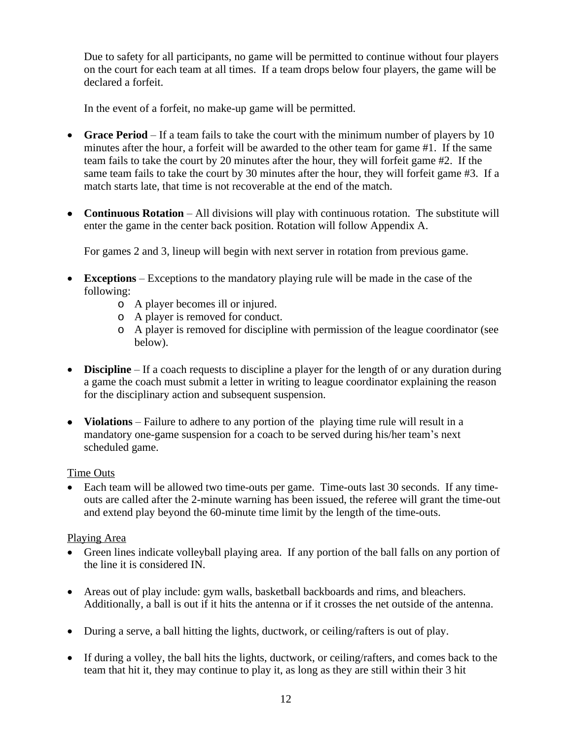Due to safety for all participants, no game will be permitted to continue without four players on the court for each team at all times. If a team drops below four players, the game will be declared a forfeit.

In the event of a forfeit, no make-up game will be permitted.

- **Grace Period** – If a team fails to take the court with the minimum number of players by 10 minutes after the hour, a forfeit will be awarded to the other team for game #1. If the same team fails to take the court by 20 minutes after the hour, they will forfeit game #2. If the same team fails to take the court by 30 minutes after the hour, they will forfeit game #3. If a match starts late, that time is not recoverable at the end of the match.

- **Continuous Rotation** – All divisions will play with continuous rotation. The substitute will enter the game in the center back position. Rotation will follow Appendix A.

  For games 2 and 3, lineup will begin with next server in rotation from previous game.

- **Exceptions** – Exceptions to the mandatory playing rule will be made in the case of the following:
  - A player becomes ill or injured.
  - A player is removed for conduct.
  - A player is removed for discipline with permission of the league coordinator (see below).

- **Discipline** – If a coach requests to discipline a player for the length of or any duration during a game the coach must submit a letter in writing to league coordinator explaining the reason for the disciplinary action and subsequent suspension.

- **Violations** – Failure to adhere to any portion of the playing time rule will result in a mandatory one-game suspension for a coach to be served during his/her team's next scheduled game.

<u>Time Outs</u>

- Each team will be allowed two time-outs per game. Time-outs last 30 seconds. If any time-outs are called after the 2-minute warning has been issued, the referee will grant the time-out and extend play beyond the 60-minute time limit by the length of the time-outs.

<u>Playing Area</u>

- Green lines indicate volleyball playing area. If any portion of the ball falls on any portion of the line it is considered IN.

- Areas out of play include: gym walls, basketball backboards and rims, and bleachers. Additionally, a ball is out if it hits the antenna or if it crosses the net outside of the antenna.

- During a serve, a ball hitting the lights, ductwork, or ceiling/rafters is out of play.

- If during a volley, the ball hits the lights, ductwork, or ceiling/rafters, and comes back to the team that hit it, they may continue to play it, as long as they are still within their 3 hit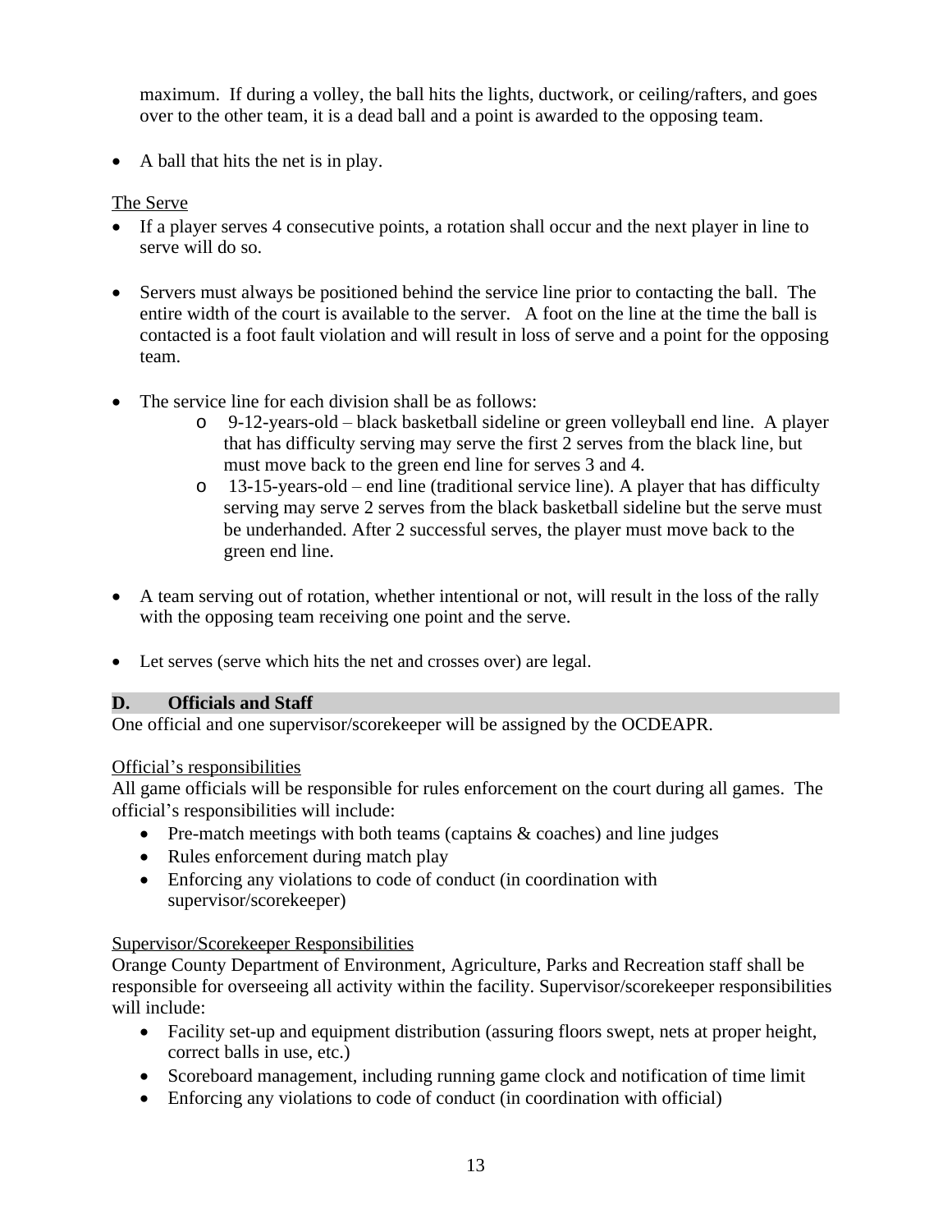maximum. If during a volley, the ball hits the lights, ductwork, or ceiling/rafters, and goes over to the other team, it is a dead ball and a point is awarded to the opposing team.

- A ball that hits the net is in play.

<u>The Serve</u>

- If a player serves 4 consecutive points, a rotation shall occur and the next player in line to serve will do so.

- Servers must always be positioned behind the service line prior to contacting the ball. The entire width of the court is available to the server. A foot on the line at the time the ball is contacted is a foot fault violation and will result in loss of serve and a point for the opposing team.

- The service line for each division shall be as follows:
  - 9-12-years-old – black basketball sideline or green volleyball end line. A player that has difficulty serving may serve the first 2 serves from the black line, but must move back to the green end line for serves 3 and 4.
  - 13-15-years-old – end line (traditional service line). A player that has difficulty serving may serve 2 serves from the black basketball sideline but the serve must be underhanded. After 2 successful serves, the player must move back to the green end line.

- A team serving out of rotation, whether intentional or not, will result in the loss of the rally with the opposing team receiving one point and the serve.

- Let serves (serve which hits the net and crosses over) are legal.

## D. Officials and Staff

One official and one supervisor/scorekeeper will be assigned by the OCDEAPR.

<u>Official's responsibilities</u>

All game officials will be responsible for rules enforcement on the court during all games. The official's responsibilities will include:

- Pre-match meetings with both teams (captains & coaches) and line judges
- Rules enforcement during match play
- Enforcing any violations to code of conduct (in coordination with supervisor/scorekeeper)

<u>Supervisor/Scorekeeper Responsibilities</u>

Orange County Department of Environment, Agriculture, Parks and Recreation staff shall be responsible for overseeing all activity within the facility. Supervisor/scorekeeper responsibilities will include:

- Facility set-up and equipment distribution (assuring floors swept, nets at proper height, correct balls in use, etc.)
- Scoreboard management, including running game clock and notification of time limit
- Enforcing any violations to code of conduct (in coordination with official)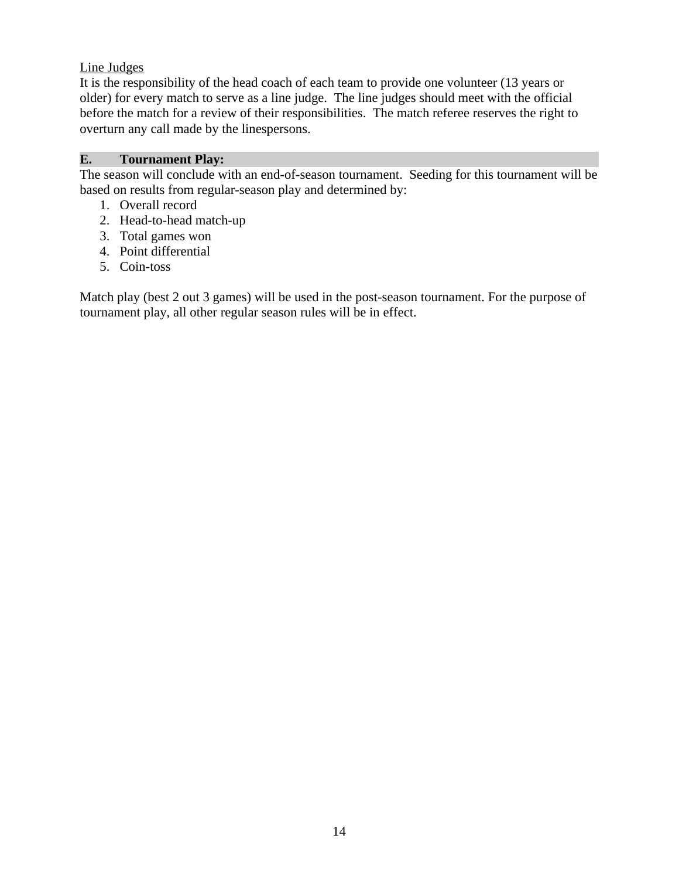Line Judges

It is the responsibility of the head coach of each team to provide one volunteer (13 years or older) for every match to serve as a line judge. The line judges should meet with the official before the match for a review of their responsibilities. The match referee reserves the right to overturn any call made by the linespersons.

## E. Tournament Play:

The season will conclude with an end-of-season tournament. Seeding for this tournament will be based on results from regular-season play and determined by:

1. Overall record
2. Head-to-head match-up
3. Total games won
4. Point differential
5. Coin-toss

Match play (best 2 out 3 games) will be used in the post-season tournament. For the purpose of tournament play, all other regular season rules will be in effect.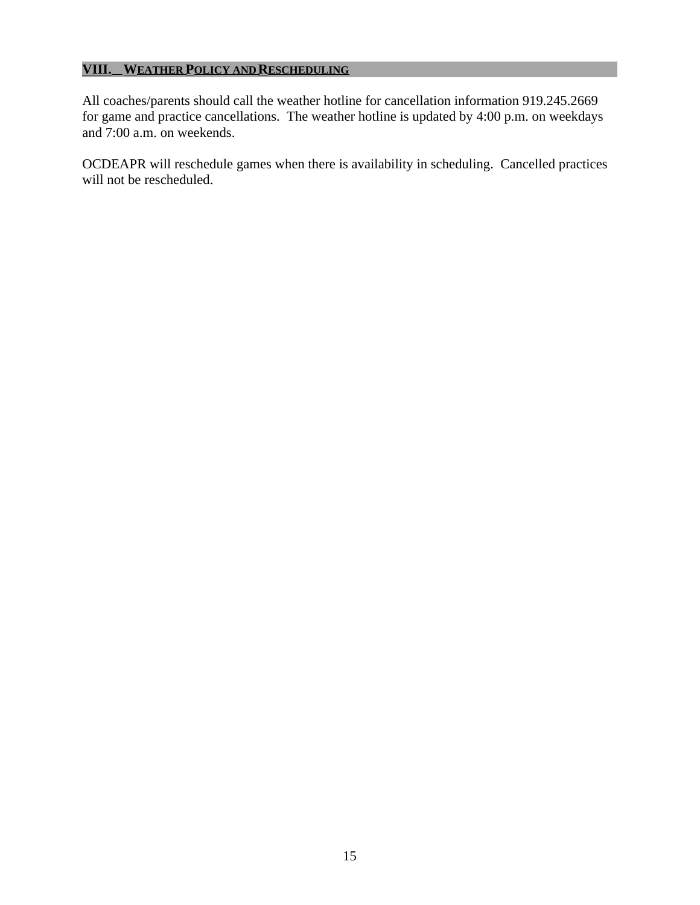## VIII. WEATHER POLICY AND RESCHEDULING

All coaches/parents should call the weather hotline for cancellation information 919.245.2669 for game and practice cancellations. The weather hotline is updated by 4:00 p.m. on weekdays and 7:00 a.m. on weekends.

OCDEAPR will reschedule games when there is availability in scheduling. Cancelled practices will not be rescheduled.